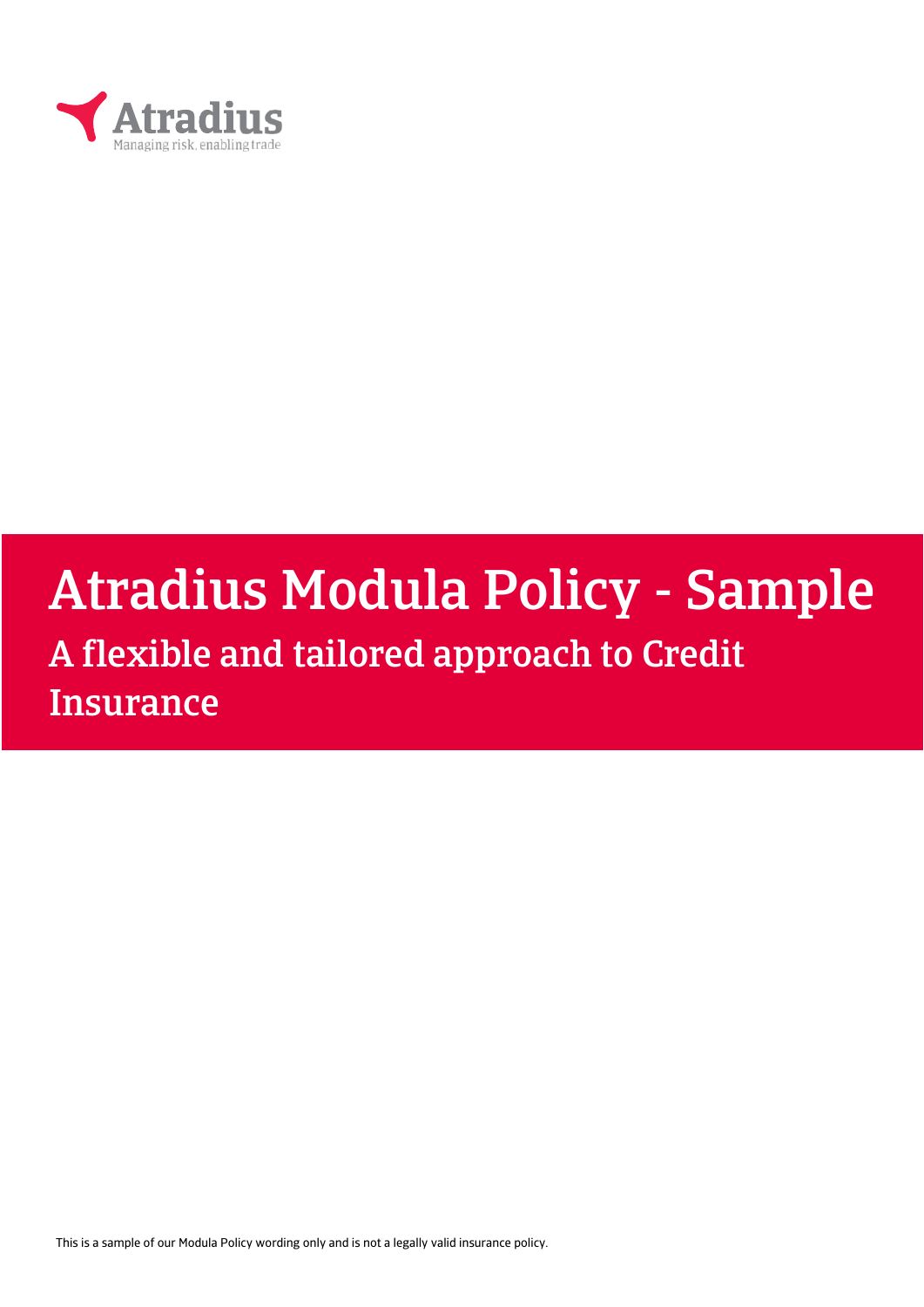Atradius

Managing risk, enabling trade

# Atradius Modula Policy - Sample

## A flexible and tailored approach to Credit Insurance

This is a sample of our Modula Policy wording only and is not a legally valid insurance policy.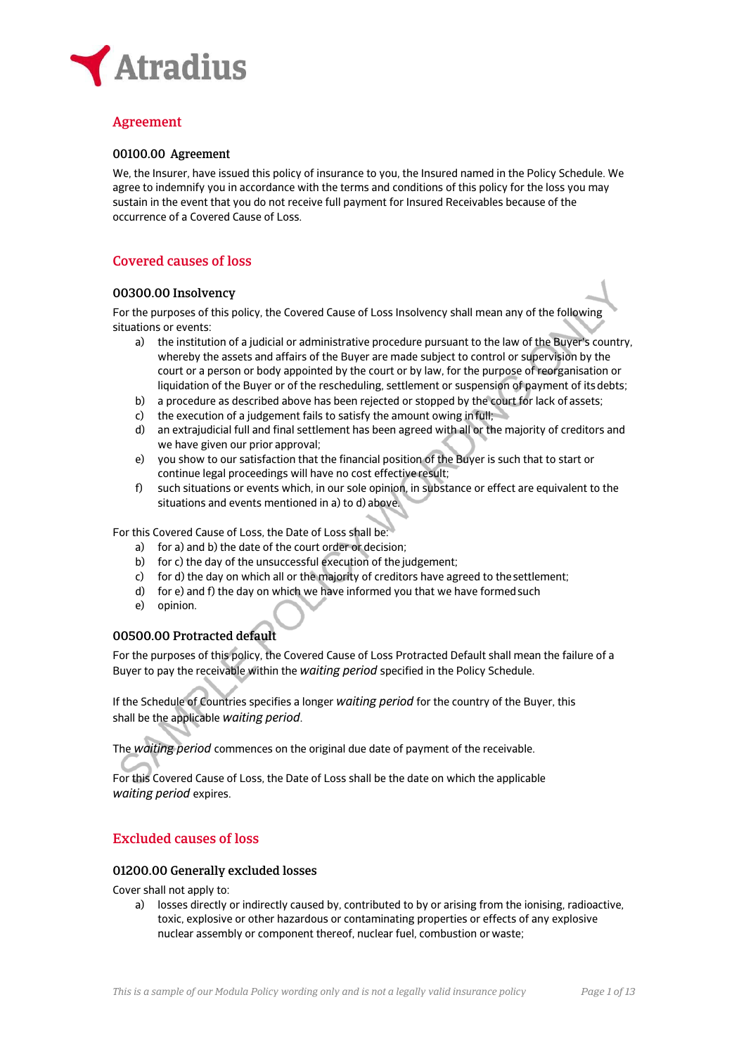# Agreement

## 00100.00 Agreement

We, the Insurer, have issued this policy of insurance to you, the Insured named in the Policy Schedule. We agree to indemnify you in accordance with the terms and conditions of this policy for the loss you may sustain in the event that you do not receive full payment for Insured Receivables because of the occurrence of a Covered Cause of Loss.

# Covered causes of loss

## 00300.00 Insolvency

For the purposes of this policy, the Covered Cause of Loss Insolvency shall mean any of the following situations or events:

a) the institution of a judicial or administrative procedure pursuant to the law of the Buyer's country, whereby the assets and affairs of the Buyer are made subject to control or supervision by the court or a person or body appointed by the court or by law, for the purpose of reorganisation or liquidation of the Buyer or of the rescheduling, settlement or suspension of payment of its debts;

b) a procedure as described above has been rejected or stopped by the court for lack of assets;

c) the execution of a judgement fails to satisfy the amount owing in full;

d) an extrajudicial full and final settlement has been agreed with all or the majority of creditors and we have given our prior approval;

e) you show to our satisfaction that the financial position of the Buyer is such that to start or continue legal proceedings will have no cost effective result;

f) such situations or events which, in our sole opinion, in substance or effect are equivalent to the situations and events mentioned in a) to d) above.

For this Covered Cause of Loss, the Date of Loss shall be:

a) for a) and b) the date of the court order or decision;

b) for c) the day of the unsuccessful execution of the judgement;

c) for d) the day on which all or the majority of creditors have agreed to the settlement;

d) for e) and f) the day on which we have informed you that we have formed such

e) opinion.

## 00500.00 Protracted default

For the purposes of this policy, the Covered Cause of Loss Protracted Default shall mean the failure of a Buyer to pay the receivable within the *waiting period* specified in the Policy Schedule.

If the Schedule of Countries specifies a longer *waiting period* for the country of the Buyer, this shall be the applicable *waiting period*.

The *waiting period* commences on the original due date of payment of the receivable.

For this Covered Cause of Loss, the Date of Loss shall be the date on which the applicable *waiting period* expires.

# Excluded causes of loss

## 01200.00 Generally excluded losses

Cover shall not apply to:

a) losses directly or indirectly caused by, contributed to by or arising from the ionising, radioactive, toxic, explosive or other hazardous or contaminating properties or effects of any explosive nuclear assembly or component thereof, nuclear fuel, combustion or waste;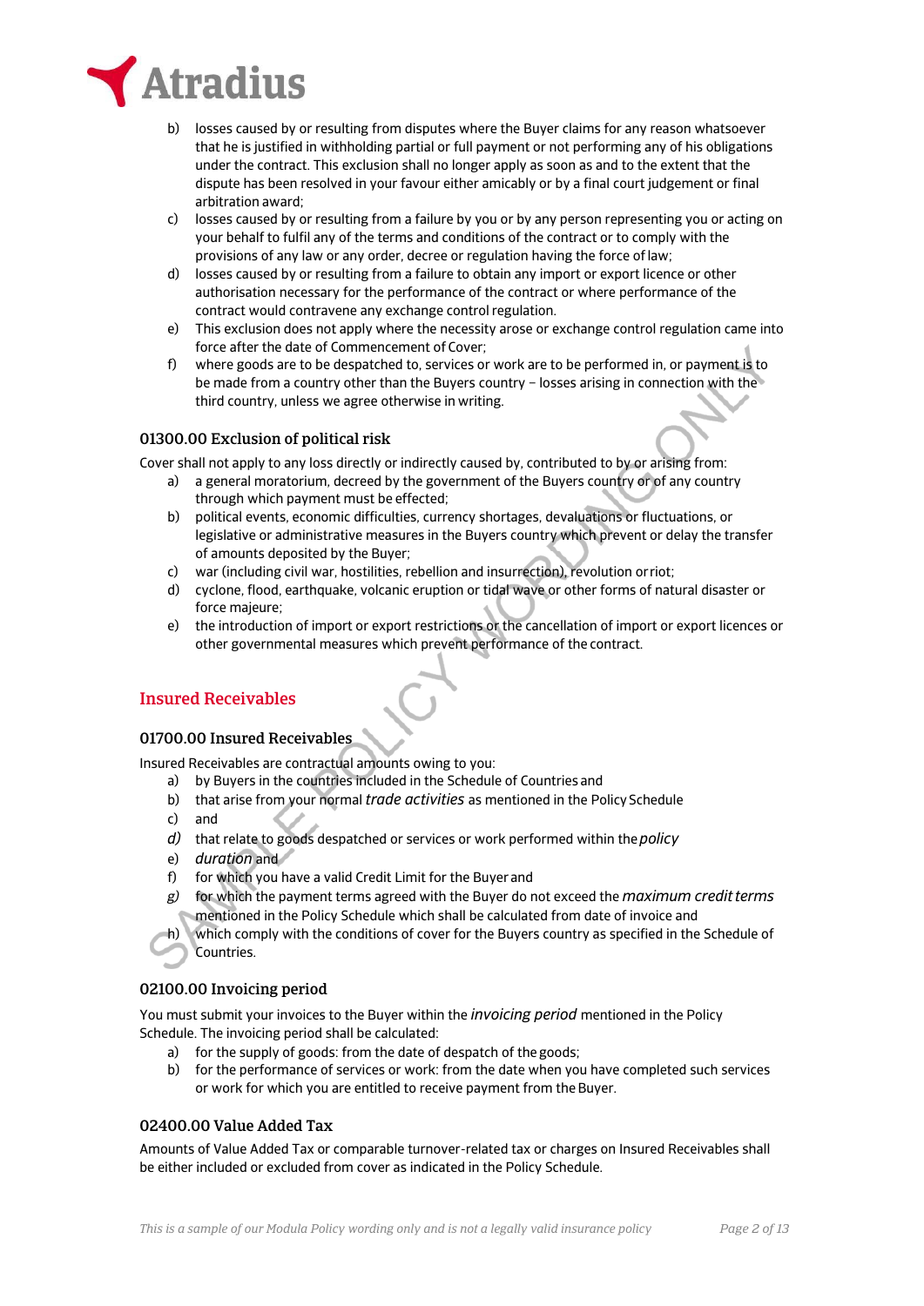b) losses caused by or resulting from disputes where the Buyer claims for any reason whatsoever that he is justified in withholding partial or full payment or not performing any of his obligations under the contract. This exclusion shall no longer apply as soon as and to the extent that the dispute has been resolved in your favour either amicably or by a final court judgement or final arbitration award;
c) losses caused by or resulting from a failure by you or by any person representing you or acting on your behalf to fulfil any of the terms and conditions of the contract or to comply with the provisions of any law or any order, decree or regulation having the force of law;
d) losses caused by or resulting from a failure to obtain any import or export licence or other authorisation necessary for the performance of the contract or where performance of the contract would contravene any exchange control regulation.
e) This exclusion does not apply where the necessity arose or exchange control regulation came into force after the date of Commencement of Cover;
f) where goods are to be despatched to, services or work are to be performed in, or payment is to be made from a country other than the Buyers country – losses arising in connection with the third country, unless we agree otherwise in writing.

### 01300.00 Exclusion of political risk

Cover shall not apply to any loss directly or indirectly caused by, contributed to by or arising from:

a) a general moratorium, decreed by the government of the Buyers country or of any country through which payment must be effected;
b) political events, economic difficulties, currency shortages, devaluations or fluctuations, or legislative or administrative measures in the Buyers country which prevent or delay the transfer of amounts deposited by the Buyer;
c) war (including civil war, hostilities, rebellion and insurrection), revolution or riot;
d) cyclone, flood, earthquake, volcanic eruption or tidal wave or other forms of natural disaster or force majeure;
e) the introduction of import or export restrictions or the cancellation of import or export licences or other governmental measures which prevent performance of the contract.

## Insured Receivables

### 01700.00 Insured Receivables

Insured Receivables are contractual amounts owing to you:

a) by Buyers in the countries included in the Schedule of Countries and
b) that arise from your normal *trade activities* as mentioned in the Policy Schedule
c) and
*d)* that relate to goods despatched or services or work performed within the *policy*
e) *duration* and
f) for which you have a valid Credit Limit for the Buyer and
*g)* for which the payment terms agreed with the Buyer do not exceed the *maximum credit terms* mentioned in the Policy Schedule which shall be calculated from date of invoice and
h) which comply with the conditions of cover for the Buyers country as specified in the Schedule of Countries.

### 02100.00 Invoicing period

You must submit your invoices to the Buyer within the *invoicing period* mentioned in the Policy Schedule. The invoicing period shall be calculated:

a) for the supply of goods: from the date of despatch of the goods;
b) for the performance of services or work: from the date when you have completed such services or work for which you are entitled to receive payment from the Buyer.

### 02400.00 Value Added Tax

Amounts of Value Added Tax or comparable turnover-related tax or charges on Insured Receivables shall be either included or excluded from cover as indicated in the Policy Schedule.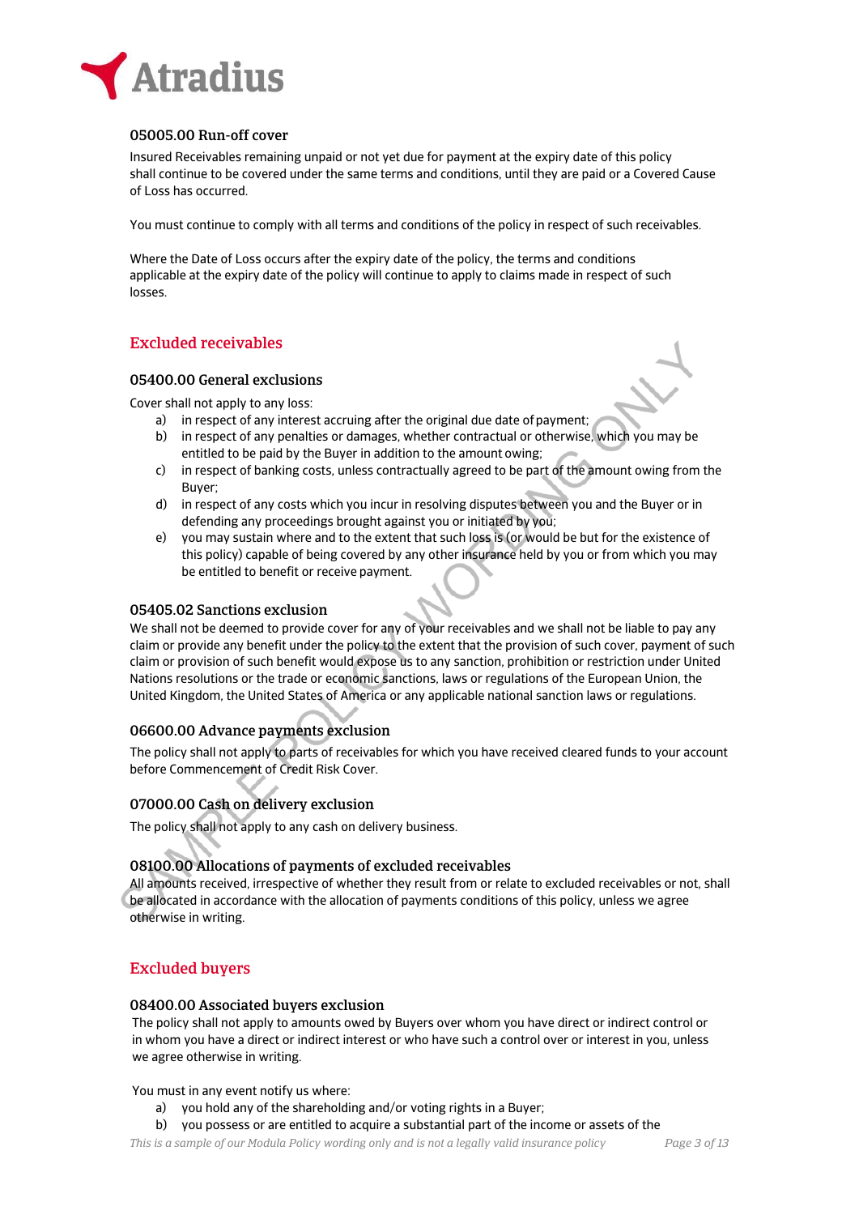### 05005.00 Run-off cover

Insured Receivables remaining unpaid or not yet due for payment at the expiry date of this policy shall continue to be covered under the same terms and conditions, until they are paid or a Covered Cause of Loss has occurred.

You must continue to comply with all terms and conditions of the policy in respect of such receivables.

Where the Date of Loss occurs after the expiry date of the policy, the terms and conditions applicable at the expiry date of the policy will continue to apply to claims made in respect of such losses.

## Excluded receivables

### 05400.00 General exclusions

Cover shall not apply to any loss:

a) in respect of any interest accruing after the original due date of payment;
b) in respect of any penalties or damages, whether contractual or otherwise, which you may be entitled to be paid by the Buyer in addition to the amount owing;
c) in respect of banking costs, unless contractually agreed to be part of the amount owing from the Buyer;
d) in respect of any costs which you incur in resolving disputes between you and the Buyer or in defending any proceedings brought against you or initiated by you;
e) you may sustain where and to the extent that such loss is (or would be but for the existence of this policy) capable of being covered by any other insurance held by you or from which you may be entitled to benefit or receive payment.

### 05405.02 Sanctions exclusion

We shall not be deemed to provide cover for any of your receivables and we shall not be liable to pay any claim or provide any benefit under the policy to the extent that the provision of such cover, payment of such claim or provision of such benefit would expose us to any sanction, prohibition or restriction under United Nations resolutions or the trade or economic sanctions, laws or regulations of the European Union, the United Kingdom, the United States of America or any applicable national sanction laws or regulations.

### 06600.00 Advance payments exclusion

The policy shall not apply to parts of receivables for which you have received cleared funds to your account before Commencement of Credit Risk Cover.

### 07000.00 Cash on delivery exclusion

The policy shall not apply to any cash on delivery business.

### 08100.00 Allocations of payments of excluded receivables

All amounts received, irrespective of whether they result from or relate to excluded receivables or not, shall be allocated in accordance with the allocation of payments conditions of this policy, unless we agree otherwise in writing.

## Excluded buyers

### 08400.00 Associated buyers exclusion

The policy shall not apply to amounts owed by Buyers over whom you have direct or indirect control or in whom you have a direct or indirect interest or who have such a control over or interest in you, unless we agree otherwise in writing.

You must in any event notify us where:

a) you hold any of the shareholding and/or voting rights in a Buyer;
b) you possess or are entitled to acquire a substantial part of the income or assets of the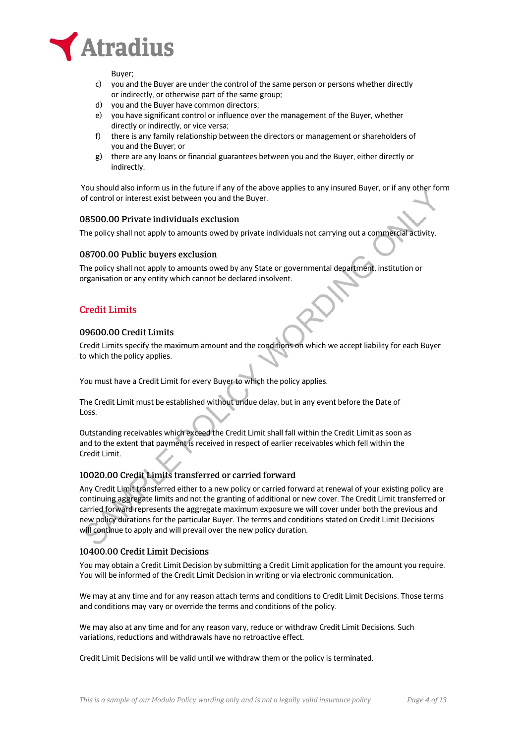Buyer;

c) you and the Buyer are under the control of the same person or persons whether directly or indirectly, or otherwise part of the same group;
d) you and the Buyer have common directors;
e) you have significant control or influence over the management of the Buyer, whether directly or indirectly, or vice versa;
f) there is any family relationship between the directors or management or shareholders of you and the Buyer; or
g) there are any loans or financial guarantees between you and the Buyer, either directly or indirectly.

You should also inform us in the future if any of the above applies to any insured Buyer, or if any other form of control or interest exist between you and the Buyer.

### 08500.00 Private individuals exclusion

The policy shall not apply to amounts owed by private individuals not carrying out a commercial activity.

### 08700.00 Public buyers exclusion

The policy shall not apply to amounts owed by any State or governmental department, institution or organisation or any entity which cannot be declared insolvent.

## Credit Limits

### 09600.00 Credit Limits

Credit Limits specify the maximum amount and the conditions on which we accept liability for each Buyer to which the policy applies.

You must have a Credit Limit for every Buyer to which the policy applies.

The Credit Limit must be established without undue delay, but in any event before the Date of Loss.

Outstanding receivables which exceed the Credit Limit shall fall within the Credit Limit as soon as and to the extent that payment is received in respect of earlier receivables which fell within the Credit Limit.

### 10020.00 Credit Limits transferred or carried forward

Any Credit Limit transferred either to a new policy or carried forward at renewal of your existing policy are continuing aggregate limits and not the granting of additional or new cover. The Credit Limit transferred or carried forward represents the aggregate maximum exposure we will cover under both the previous and new policy durations for the particular Buyer. The terms and conditions stated on Credit Limit Decisions will continue to apply and will prevail over the new policy duration.

### 10400.00 Credit Limit Decisions

You may obtain a Credit Limit Decision by submitting a Credit Limit application for the amount you require. You will be informed of the Credit Limit Decision in writing or via electronic communication.

We may at any time and for any reason attach terms and conditions to Credit Limit Decisions. Those terms and conditions may vary or override the terms and conditions of the policy.

We may also at any time and for any reason vary, reduce or withdraw Credit Limit Decisions. Such variations, reductions and withdrawals have no retroactive effect.

Credit Limit Decisions will be valid until we withdraw them or the policy is terminated.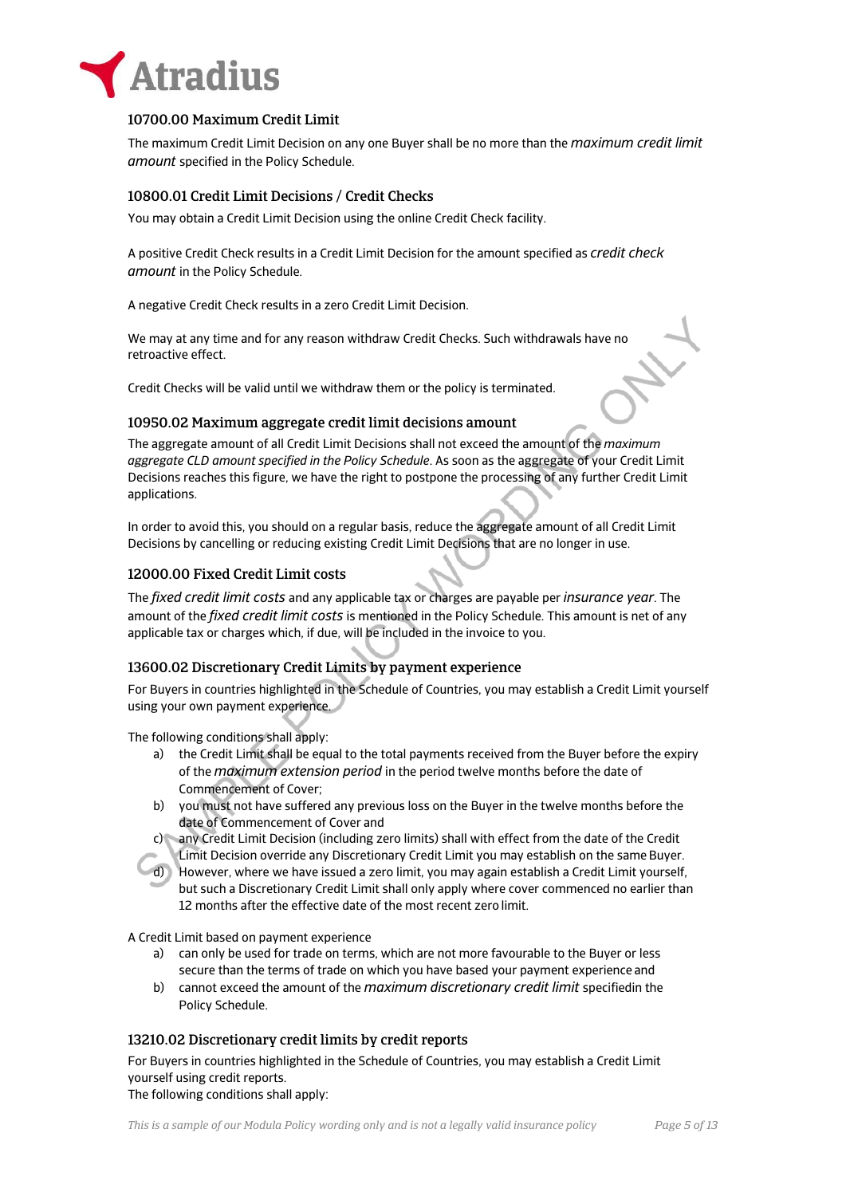### 10700.00 Maximum Credit Limit

The maximum Credit Limit Decision on any one Buyer shall be no more than the *maximum credit limit amount* specified in the Policy Schedule.

### 10800.01 Credit Limit Decisions / Credit Checks

You may obtain a Credit Limit Decision using the online Credit Check facility.

A positive Credit Check results in a Credit Limit Decision for the amount specified as *credit check amount* in the Policy Schedule.

A negative Credit Check results in a zero Credit Limit Decision.

We may at any time and for any reason withdraw Credit Checks. Such withdrawals have no retroactive effect.

Credit Checks will be valid until we withdraw them or the policy is terminated.

### 10950.02 Maximum aggregate credit limit decisions amount

The aggregate amount of all Credit Limit Decisions shall not exceed the amount of the *maximum aggregate CLD amount specified in the Policy Schedule*. As soon as the aggregate of your Credit Limit Decisions reaches this figure, we have the right to postpone the processing of any further Credit Limit applications.

In order to avoid this, you should on a regular basis, reduce the aggregate amount of all Credit Limit Decisions by cancelling or reducing existing Credit Limit Decisions that are no longer in use.

### 12000.00 Fixed Credit Limit costs

The *fixed credit limit costs* and any applicable tax or charges are payable per *insurance year*. The amount of the *fixed credit limit costs* is mentioned in the Policy Schedule. This amount is net of any applicable tax or charges which, if due, will be included in the invoice to you.

### 13600.02 Discretionary Credit Limits by payment experience

For Buyers in countries highlighted in the Schedule of Countries, you may establish a Credit Limit yourself using your own payment experience.

The following conditions shall apply:

a) the Credit Limit shall be equal to the total payments received from the Buyer before the expiry of the *maximum extension period* in the period twelve months before the date of Commencement of Cover;

b) you must not have suffered any previous loss on the Buyer in the twelve months before the date of Commencement of Cover and

c) any Credit Limit Decision (including zero limits) shall with effect from the date of the Credit Limit Decision override any Discretionary Credit Limit you may establish on the same Buyer.

d) However, where we have issued a zero limit, you may again establish a Credit Limit yourself, but such a Discretionary Credit Limit shall only apply where cover commenced no earlier than 12 months after the effective date of the most recent zero limit.

A Credit Limit based on payment experience

a) can only be used for trade on terms, which are not more favourable to the Buyer or less secure than the terms of trade on which you have based your payment experience and

b) cannot exceed the amount of the *maximum discretionary credit limit* specifiedin the Policy Schedule.

### 13210.02 Discretionary credit limits by credit reports

For Buyers in countries highlighted in the Schedule of Countries, you may establish a Credit Limit yourself using credit reports.
The following conditions shall apply: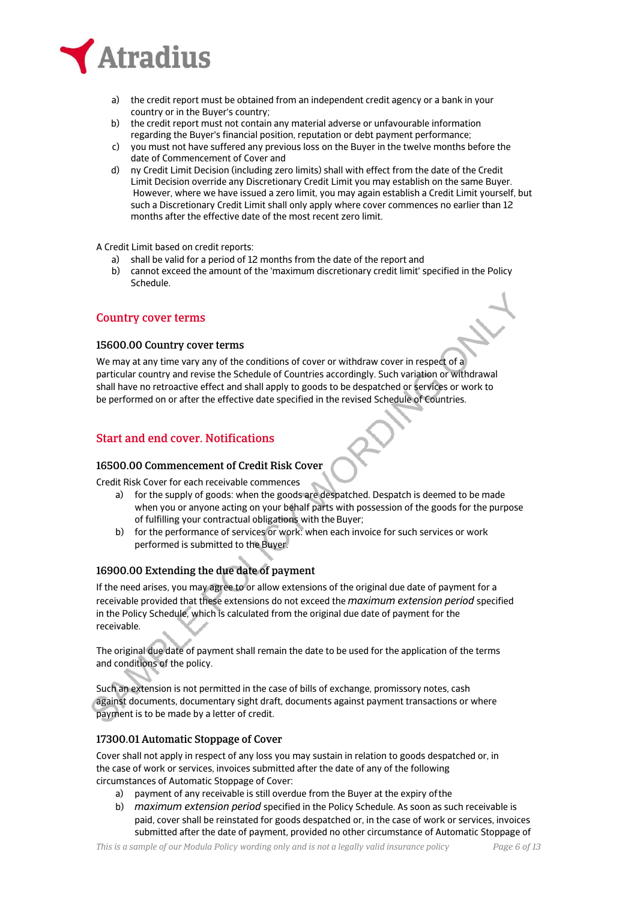a) the credit report must be obtained from an independent credit agency or a bank in your country or in the Buyer's country;
b) the credit report must not contain any material adverse or unfavourable information regarding the Buyer's financial position, reputation or debt payment performance;
c) you must not have suffered any previous loss on the Buyer in the twelve months before the date of Commencement of Cover and
d) ny Credit Limit Decision (including zero limits) shall with effect from the date of the Credit Limit Decision override any Discretionary Credit Limit you may establish on the same Buyer. However, where we have issued a zero limit, you may again establish a Credit Limit yourself, but such a Discretionary Credit Limit shall only apply where cover commences no earlier than 12 months after the effective date of the most recent zero limit.

A Credit Limit based on credit reports:

a) shall be valid for a period of 12 months from the date of the report and
b) cannot exceed the amount of the 'maximum discretionary credit limit' specified in the Policy Schedule.

## Country cover terms

### 15600.00 Country cover terms

We may at any time vary any of the conditions of cover or withdraw cover in respect of a particular country and revise the Schedule of Countries accordingly. Such variation or withdrawal shall have no retroactive effect and shall apply to goods to be despatched or services or work to be performed on or after the effective date specified in the revised Schedule of Countries.

## Start and end cover. Notifications

### 16500.00 Commencement of Credit Risk Cover

Credit Risk Cover for each receivable commences

a) for the supply of goods: when the goods are despatched. Despatch is deemed to be made when you or anyone acting on your behalf parts with possession of the goods for the purpose of fulfilling your contractual obligations with the Buyer;
b) for the performance of services or work: when each invoice for such services or work performed is submitted to the Buyer.

### 16900.00 Extending the due date of payment

If the need arises, you may agree to or allow extensions of the original due date of payment for a receivable provided that these extensions do not exceed the *maximum extension period* specified in the Policy Schedule, which is calculated from the original due date of payment for the receivable.

The original due date of payment shall remain the date to be used for the application of the terms and conditions of the policy.

Such an extension is not permitted in the case of bills of exchange, promissory notes, cash against documents, documentary sight draft, documents against payment transactions or where payment is to be made by a letter of credit.

### 17300.01 Automatic Stoppage of Cover

Cover shall not apply in respect of any loss you may sustain in relation to goods despatched or, in the case of work or services, invoices submitted after the date of any of the following circumstances of Automatic Stoppage of Cover:

a) payment of any receivable is still overdue from the Buyer at the expiry of the
b) *maximum extension period* specified in the Policy Schedule. As soon as such receivable is paid, cover shall be reinstated for goods despatched or, in the case of work or services, invoices submitted after the date of payment, provided no other circumstance of Automatic Stoppage of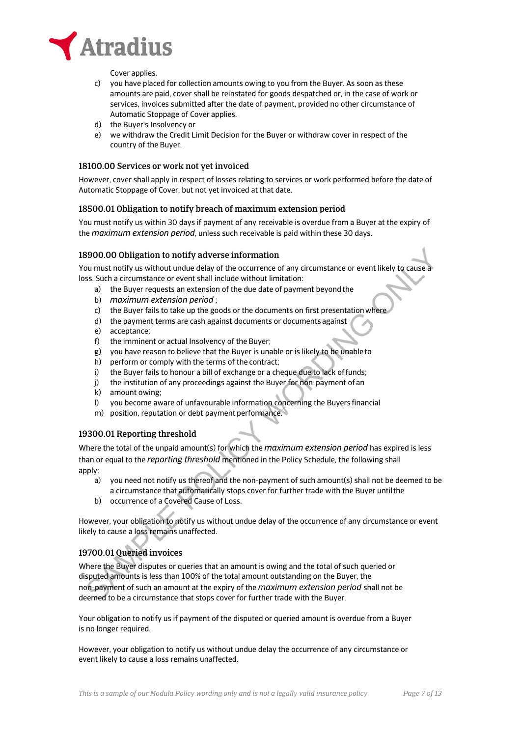Cover applies.

c) you have placed for collection amounts owing to you from the Buyer. As soon as these amounts are paid, cover shall be reinstated for goods despatched or, in the case of work or services, invoices submitted after the date of payment, provided no other circumstance of Automatic Stoppage of Cover applies.
d) the Buyer's Insolvency or
e) we withdraw the Credit Limit Decision for the Buyer or withdraw cover in respect of the country of the Buyer.

### 18100.00 Services or work not yet invoiced

However, cover shall apply in respect of losses relating to services or work performed before the date of Automatic Stoppage of Cover, but not yet invoiced at that date.

### 18500.01 Obligation to notify breach of maximum extension period

You must notify us within 30 days if payment of any receivable is overdue from a Buyer at the expiry of the *maximum extension period*, unless such receivable is paid within these 30 days.

### 18900.00 Obligation to notify adverse information

You must notify us without undue delay of the occurrence of any circumstance or event likely to cause a loss. Such a circumstance or event shall include without limitation:

a) the Buyer requests an extension of the due date of payment beyond the
b) *maximum extension period* ;
c) the Buyer fails to take up the goods or the documents on first presentation where
d) the payment terms are cash against documents or documents against
e) acceptance;
f) the imminent or actual Insolvency of the Buyer;
g) you have reason to believe that the Buyer is unable or is likely to be unable to
h) perform or comply with the terms of the contract;
i) the Buyer fails to honour a bill of exchange or a cheque due to lack of funds;
j) the institution of any proceedings against the Buyer for non-payment of an
k) amount owing;
l) you become aware of unfavourable information concerning the Buyers financial
m) position, reputation or debt payment performance.

### 19300.01 Reporting threshold

Where the total of the unpaid amount(s) for which the *maximum extension period* has expired is less than or equal to the *reporting threshold* mentioned in the Policy Schedule, the following shall apply:

a) you need not notify us thereof and the non-payment of such amount(s) shall not be deemed to be a circumstance that automatically stops cover for further trade with the Buyer until the
b) occurrence of a Covered Cause of Loss.

However, your obligation to notify us without undue delay of the occurrence of any circumstance or event likely to cause a loss remains unaffected.

### 19700.01 Queried invoices

Where the Buyer disputes or queries that an amount is owing and the total of such queried or disputed amounts is less than 100% of the total amount outstanding on the Buyer, the non-payment of such an amount at the expiry of the *maximum extension period* shall not be deemed to be a circumstance that stops cover for further trade with the Buyer.

Your obligation to notify us if payment of the disputed or queried amount is overdue from a Buyer is no longer required.

However, your obligation to notify us without undue delay the occurrence of any circumstance or event likely to cause a loss remains unaffected.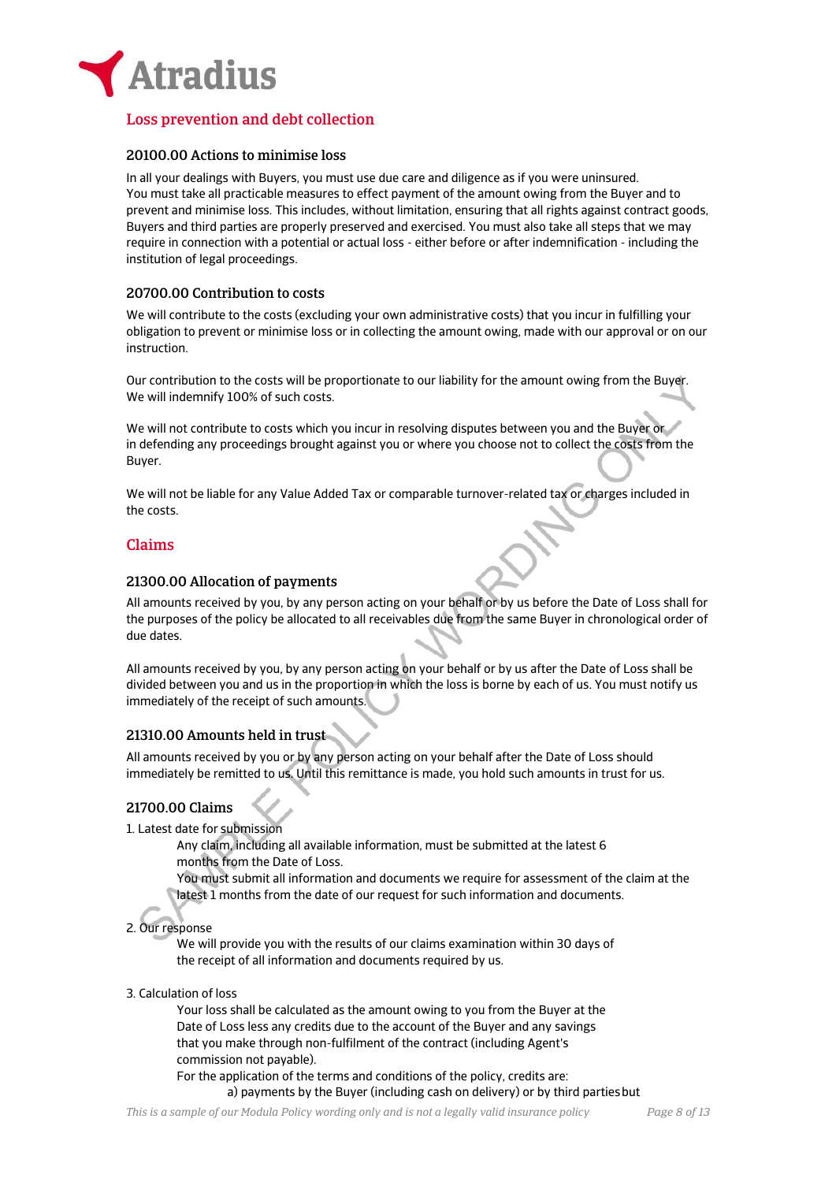## Loss prevention and debt collection

### 20100.00 Actions to minimise loss

In all your dealings with Buyers, you must use due care and diligence as if you were uninsured.
You must take all practicable measures to effect payment of the amount owing from the Buyer and to prevent and minimise loss. This includes, without limitation, ensuring that all rights against contract goods, Buyers and third parties are properly preserved and exercised. You must also take all steps that we may require in connection with a potential or actual loss - either before or after indemnification - including the institution of legal proceedings.

### 20700.00 Contribution to costs

We will contribute to the costs (excluding your own administrative costs) that you incur in fulfilling your obligation to prevent or minimise loss or in collecting the amount owing, made with our approval or on our instruction.

Our contribution to the costs will be proportionate to our liability for the amount owing from the Buyer. We will indemnify 100% of such costs.

We will not contribute to costs which you incur in resolving disputes between you and the Buyer or in defending any proceedings brought against you or where you choose not to collect the costs from the Buyer.

We will not be liable for any Value Added Tax or comparable turnover-related tax or charges included in the costs.

## Claims

### 21300.00 Allocation of payments

All amounts received by you, by any person acting on your behalf or by us before the Date of Loss shall for the purposes of the policy be allocated to all receivables due from the same Buyer in chronological order of due dates.

All amounts received by you, by any person acting on your behalf or by us after the Date of Loss shall be divided between you and us in the proportion in which the loss is borne by each of us. You must notify us immediately of the receipt of such amounts.

### 21310.00 Amounts held in trust

All amounts received by you or by any person acting on your behalf after the Date of Loss should immediately be remitted to us. Until this remittance is made, you hold such amounts in trust for us.

### 21700.00 Claims

1. Latest date for submission

   Any claim, including all available information, must be submitted at the latest 6 months from the Date of Loss.
   You must submit all information and documents we require for assessment of the claim at the latest 1 months from the date of our request for such information and documents.

2. Our response

   We will provide you with the results of our claims examination within 30 days of the receipt of all information and documents required by us.

3. Calculation of loss

   Your loss shall be calculated as the amount owing to you from the Buyer at the Date of Loss less any credits due to the account of the Buyer and any savings that you make through non-fulfilment of the contract (including Agent's commission not payable).
   For the application of the terms and conditions of the policy, credits are:

   a) payments by the Buyer (including cash on delivery) or by third parties but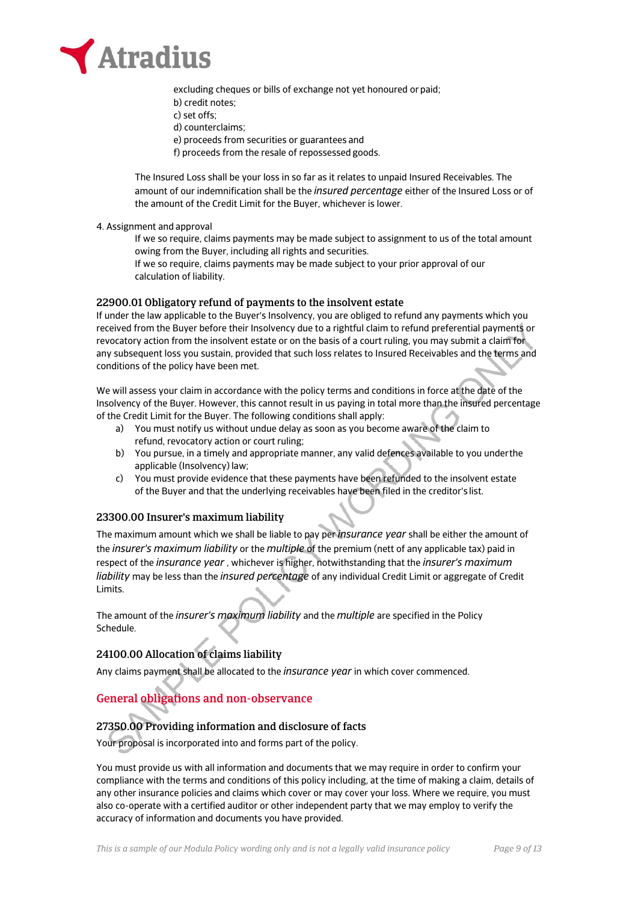excluding cheques or bills of exchange not yet honoured or paid;
b) credit notes;
c) set offs;
d) counterclaims;
e) proceeds from securities or guarantees and
f) proceeds from the resale of repossessed goods.

The Insured Loss shall be your loss in so far as it relates to unpaid Insured Receivables. The amount of our indemnification shall be the *insured percentage* either of the Insured Loss or of the amount of the Credit Limit for the Buyer, whichever is lower.

4. Assignment and approval

   If we so require, claims payments may be made subject to assignment to us of the total amount owing from the Buyer, including all rights and securities.
   If we so require, claims payments may be made subject to your prior approval of our calculation of liability.

### 22900.01 Obligatory refund of payments to the insolvent estate

If under the law applicable to the Buyer's Insolvency, you are obliged to refund any payments which you received from the Buyer before their Insolvency due to a rightful claim to refund preferential payments or revocatory action from the insolvent estate or on the basis of a court ruling, you may submit a claim for any subsequent loss you sustain, provided that such loss relates to Insured Receivables and the terms and conditions of the policy have been met.

We will assess your claim in accordance with the policy terms and conditions in force at the date of the Insolvency of the Buyer. However, this cannot result in us paying in total more than the insured percentage of the Credit Limit for the Buyer. The following conditions shall apply:

a) You must notify us without undue delay as soon as you become aware of the claim to refund, revocatory action or court ruling;
b) You pursue, in a timely and appropriate manner, any valid defences available to you under the applicable (Insolvency) law;
c) You must provide evidence that these payments have been refunded to the insolvent estate of the Buyer and that the underlying receivables have been filed in the creditor's list.

### 23300.00 Insurer's maximum liability

The maximum amount which we shall be liable to pay per *insurance year* shall be either the amount of the *insurer's maximum liability* or the *multiple* of the premium (nett of any applicable tax) paid in respect of the *insurance year* , whichever is higher, notwithstanding that the *insurer's maximum liability* may be less than the *insured percentage* of any individual Credit Limit or aggregate of Credit Limits.

The amount of the *insurer's maximum liability* and the *multiple* are specified in the Policy Schedule.

### 24100.00 Allocation of claims liability

Any claims payment shall be allocated to the *insurance year* in which cover commenced.

## General obligations and non-observance

### 27350.00 Providing information and disclosure of facts

Your proposal is incorporated into and forms part of the policy.

You must provide us with all information and documents that we may require in order to confirm your compliance with the terms and conditions of this policy including, at the time of making a claim, details of any other insurance policies and claims which cover or may cover your loss. Where we require, you must also co-operate with a certified auditor or other independent party that we may employ to verify the accuracy of information and documents you have provided.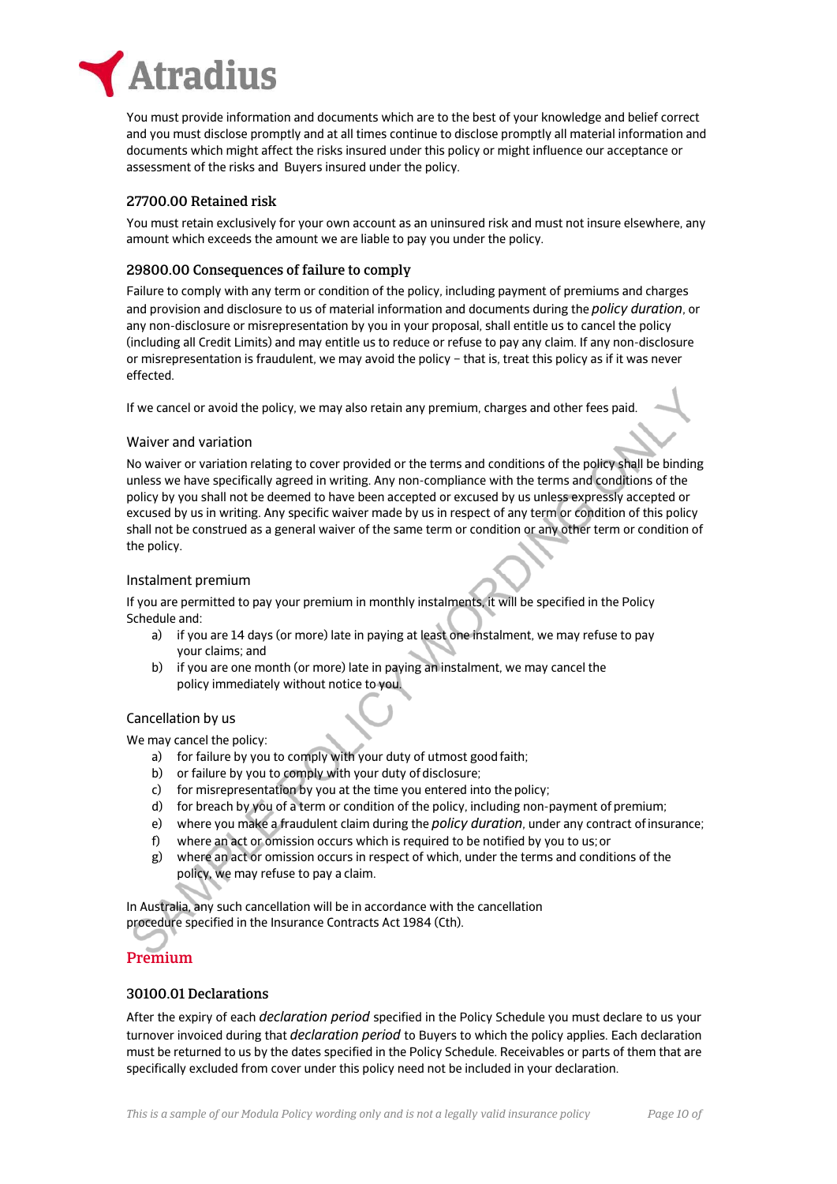You must provide information and documents which are to the best of your knowledge and belief correct and you must disclose promptly and at all times continue to disclose promptly all material information and documents which might affect the risks insured under this policy or might influence our acceptance or assessment of the risks and Buyers insured under the policy.

### 27700.00 Retained risk

You must retain exclusively for your own account as an uninsured risk and must not insure elsewhere, any amount which exceeds the amount we are liable to pay you under the policy.

### 29800.00 Consequences of failure to comply

Failure to comply with any term or condition of the policy, including payment of premiums and charges and provision and disclosure to us of material information and documents during the *policy duration*, or any non-disclosure or misrepresentation by you in your proposal, shall entitle us to cancel the policy (including all Credit Limits) and may entitle us to reduce or refuse to pay any claim. If any non-disclosure or misrepresentation is fraudulent, we may avoid the policy – that is, treat this policy as if it was never effected.

If we cancel or avoid the policy, we may also retain any premium, charges and other fees paid.

### Waiver and variation

No waiver or variation relating to cover provided or the terms and conditions of the policy shall be binding unless we have specifically agreed in writing. Any non-compliance with the terms and conditions of the policy by you shall not be deemed to have been accepted or excused by us unless expressly accepted or excused by us in writing. Any specific waiver made by us in respect of any term or condition of this policy shall not be construed as a general waiver of the same term or condition or any other term or condition of the policy.

### Instalment premium

If you are permitted to pay your premium in monthly instalments, it will be specified in the Policy Schedule and:

a) if you are 14 days (or more) late in paying at least one instalment, we may refuse to pay your claims; and
b) if you are one month (or more) late in paying an instalment, we may cancel the policy immediately without notice to you.

### Cancellation by us

We may cancel the policy:

a) for failure by you to comply with your duty of utmost good faith;
b) or failure by you to comply with your duty of disclosure;
c) for misrepresentation by you at the time you entered into the policy;
d) for breach by you of a term or condition of the policy, including non-payment of premium;
e) where you make a fraudulent claim during the *policy duration*, under any contract of insurance;
f) where an act or omission occurs which is required to be notified by you to us; or
g) where an act or omission occurs in respect of which, under the terms and conditions of the policy, we may refuse to pay a claim.

In Australia, any such cancellation will be in accordance with the cancellation procedure specified in the Insurance Contracts Act 1984 (Cth).

## Premium

### 30100.01 Declarations

After the expiry of each *declaration period* specified in the Policy Schedule you must declare to us your turnover invoiced during that *declaration period* to Buyers to which the policy applies. Each declaration must be returned to us by the dates specified in the Policy Schedule. Receivables or parts of them that are specifically excluded from cover under this policy need not be included in your declaration.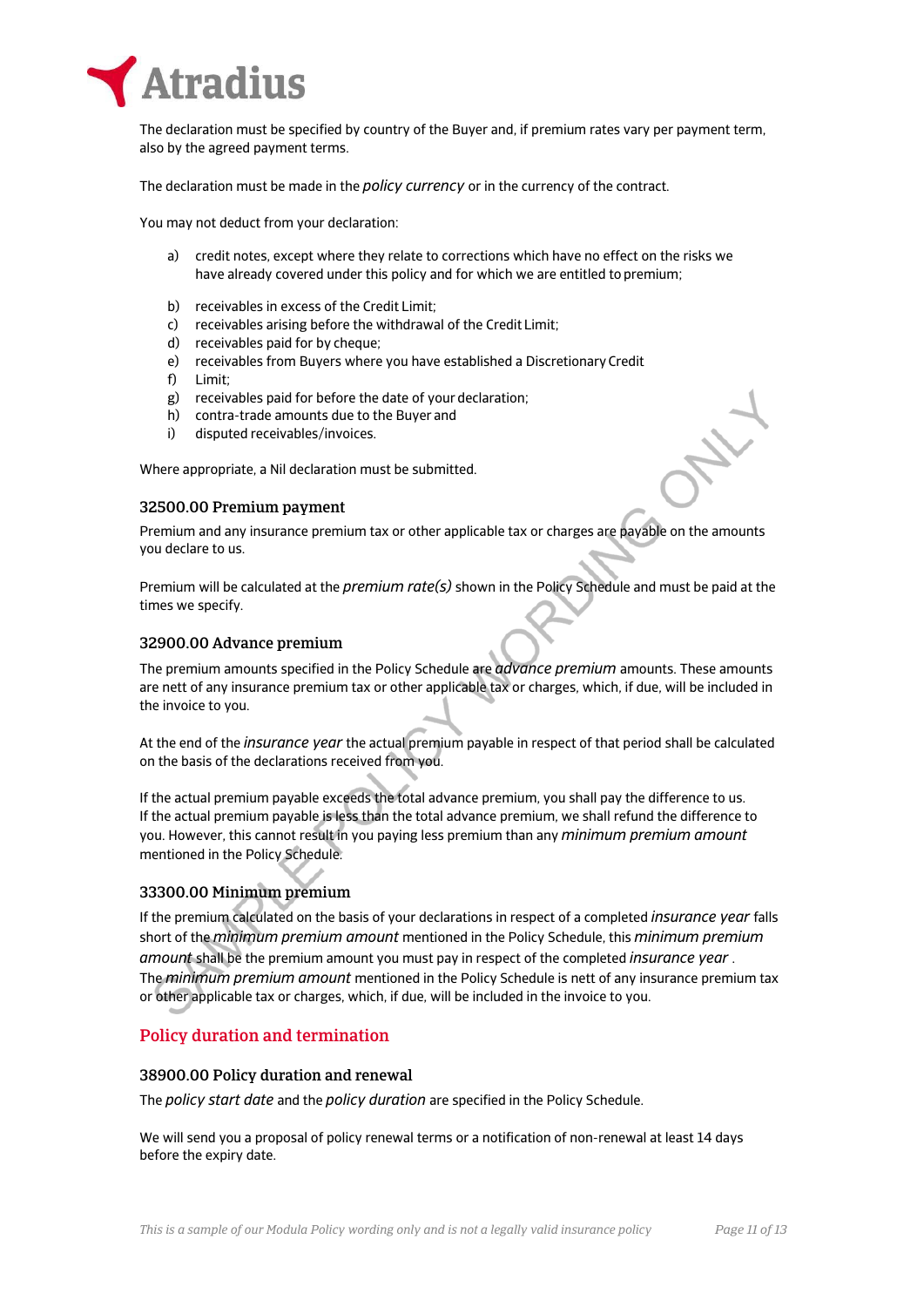The declaration must be specified by country of the Buyer and, if premium rates vary per payment term, also by the agreed payment terms.

The declaration must be made in the *policy currency* or in the currency of the contract.

You may not deduct from your declaration:

a) credit notes, except where they relate to corrections which have no effect on the risks we have already covered under this policy and for which we are entitled to premium;

b) receivables in excess of the Credit Limit;
c) receivables arising before the withdrawal of the Credit Limit;
d) receivables paid for by cheque;
e) receivables from Buyers where you have established a Discretionary Credit
f) Limit;
g) receivables paid for before the date of your declaration;
h) contra-trade amounts due to the Buyer and
i) disputed receivables/invoices.

Where appropriate, a Nil declaration must be submitted.

### 32500.00 Premium payment

Premium and any insurance premium tax or other applicable tax or charges are payable on the amounts you declare to us.

Premium will be calculated at the *premium rate(s)* shown in the Policy Schedule and must be paid at the times we specify.

### 32900.00 Advance premium

The premium amounts specified in the Policy Schedule are *advance premium* amounts. These amounts are nett of any insurance premium tax or other applicable tax or charges, which, if due, will be included in the invoice to you.

At the end of the *insurance year* the actual premium payable in respect of that period shall be calculated on the basis of the declarations received from you.

If the actual premium payable exceeds the total advance premium, you shall pay the difference to us. If the actual premium payable is less than the total advance premium, we shall refund the difference to you. However, this cannot result in you paying less premium than any *minimum premium amount* mentioned in the Policy Schedule.

### 33300.00 Minimum premium

If the premium calculated on the basis of your declarations in respect of a completed *insurance year* falls short of the *minimum premium amount* mentioned in the Policy Schedule, this *minimum premium amount* shall be the premium amount you must pay in respect of the completed *insurance year* . The *minimum premium amount* mentioned in the Policy Schedule is nett of any insurance premium tax or other applicable tax or charges, which, if due, will be included in the invoice to you.

## Policy duration and termination

### 38900.00 Policy duration and renewal

The *policy start date* and the *policy duration* are specified in the Policy Schedule.

We will send you a proposal of policy renewal terms or a notification of non-renewal at least 14 days before the expiry date.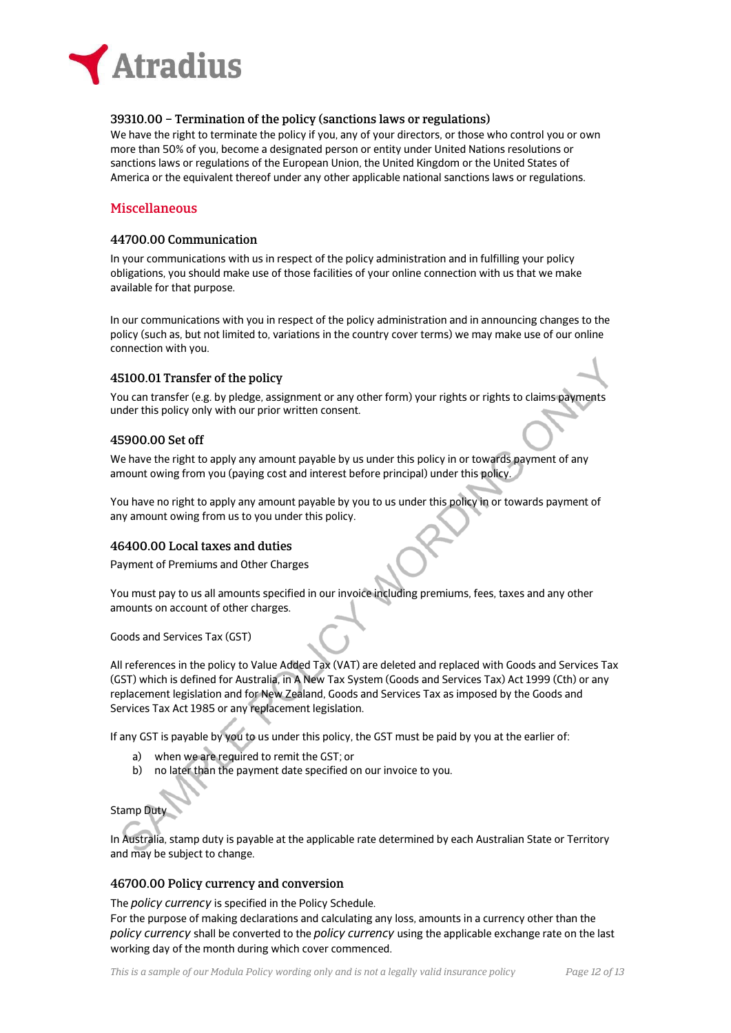### 39310.00 – Termination of the policy (sanctions laws or regulations)

We have the right to terminate the policy if you, any of your directors, or those who control you or own more than 50% of you, become a designated person or entity under United Nations resolutions or sanctions laws or regulations of the European Union, the United Kingdom or the United States of America or the equivalent thereof under any other applicable national sanctions laws or regulations.

## Miscellaneous

### 44700.00 Communication

In your communications with us in respect of the policy administration and in fulfilling your policy obligations, you should make use of those facilities of your online connection with us that we make available for that purpose.

In our communications with you in respect of the policy administration and in announcing changes to the policy (such as, but not limited to, variations in the country cover terms) we may make use of our online connection with you.

### 45100.01 Transfer of the policy

You can transfer (e.g. by pledge, assignment or any other form) your rights or rights to claims payments under this policy only with our prior written consent.

### 45900.00 Set off

We have the right to apply any amount payable by us under this policy in or towards payment of any amount owing from you (paying cost and interest before principal) under this policy.

You have no right to apply any amount payable by you to us under this policy in or towards payment of any amount owing from us to you under this policy.

### 46400.00 Local taxes and duties

Payment of Premiums and Other Charges

You must pay to us all amounts specified in our invoice including premiums, fees, taxes and any other amounts on account of other charges.

Goods and Services Tax (GST)

All references in the policy to Value Added Tax (VAT) are deleted and replaced with Goods and Services Tax (GST) which is defined for Australia, in A New Tax System (Goods and Services Tax) Act 1999 (Cth) or any replacement legislation and for New Zealand, Goods and Services Tax as imposed by the Goods and Services Tax Act 1985 or any replacement legislation.

If any GST is payable by you to us under this policy, the GST must be paid by you at the earlier of:

a) when we are required to remit the GST; or
b) no later than the payment date specified on our invoice to you.

Stamp Duty

In Australia, stamp duty is payable at the applicable rate determined by each Australian State or Territory and may be subject to change.

### 46700.00 Policy currency and conversion

The *policy currency* is specified in the Policy Schedule.
For the purpose of making declarations and calculating any loss, amounts in a currency other than the *policy currency* shall be converted to the *policy currency* using the applicable exchange rate on the last working day of the month during which cover commenced.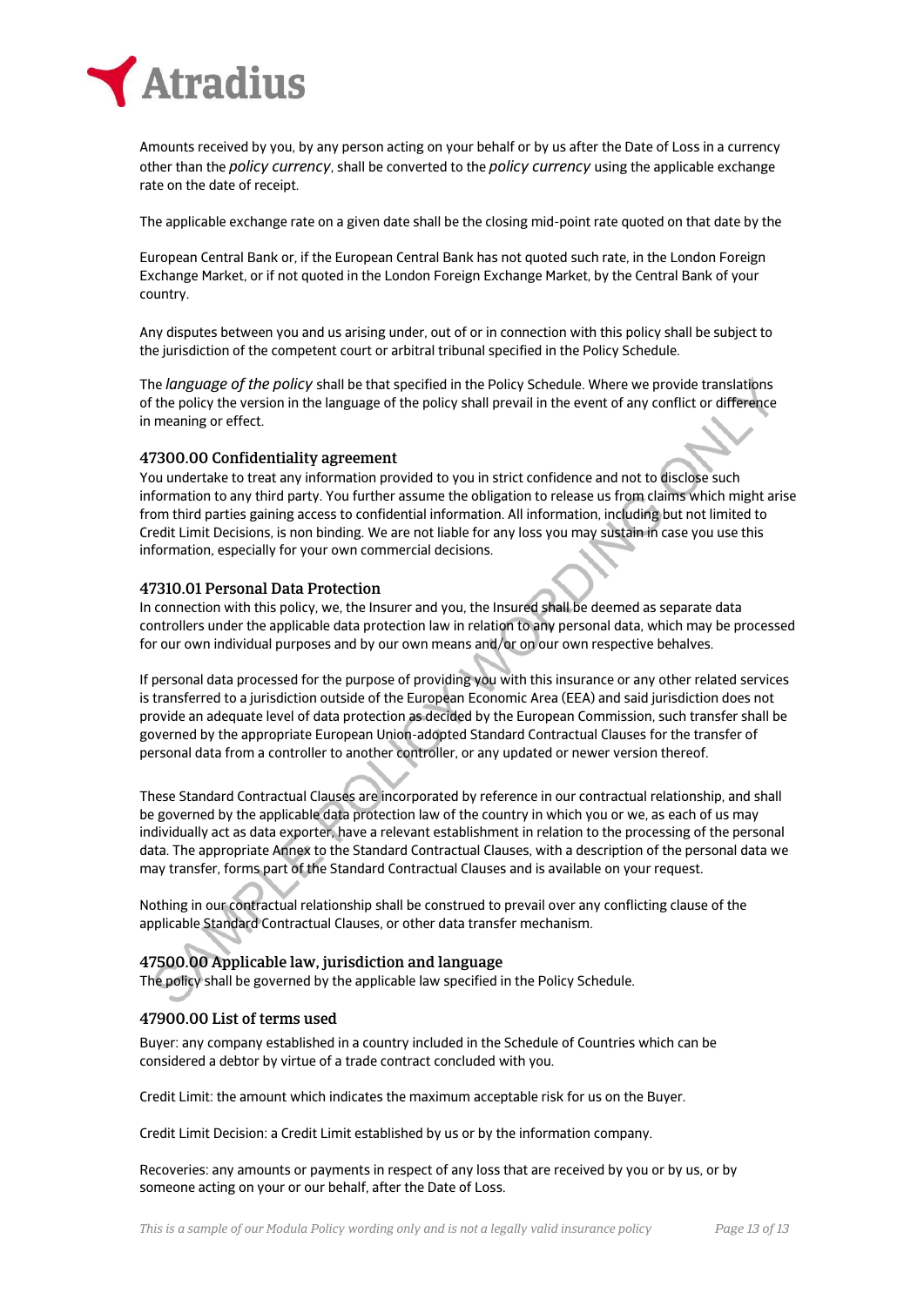Amounts received by you, by any person acting on your behalf or by us after the Date of Loss in a currency other than the *policy currency*, shall be converted to the *policy currency* using the applicable exchange rate on the date of receipt.

The applicable exchange rate on a given date shall be the closing mid-point rate quoted on that date by the

European Central Bank or, if the European Central Bank has not quoted such rate, in the London Foreign Exchange Market, or if not quoted in the London Foreign Exchange Market, by the Central Bank of your country.

Any disputes between you and us arising under, out of or in connection with this policy shall be subject to the jurisdiction of the competent court or arbitral tribunal specified in the Policy Schedule.

The *language of the policy* shall be that specified in the Policy Schedule. Where we provide translations of the policy the version in the language of the policy shall prevail in the event of any conflict or difference in meaning or effect.

### 47300.00 Confidentiality agreement

You undertake to treat any information provided to you in strict confidence and not to disclose such information to any third party. You further assume the obligation to release us from claims which might arise from third parties gaining access to confidential information. All information, including but not limited to Credit Limit Decisions, is non binding. We are not liable for any loss you may sustain in case you use this information, especially for your own commercial decisions.

### 47310.01 Personal Data Protection

In connection with this policy, we, the Insurer and you, the Insured shall be deemed as separate data controllers under the applicable data protection law in relation to any personal data, which may be processed for our own individual purposes and by our own means and/or on our own respective behalves.

If personal data processed for the purpose of providing you with this insurance or any other related services is transferred to a jurisdiction outside of the European Economic Area (EEA) and said jurisdiction does not provide an adequate level of data protection as decided by the European Commission, such transfer shall be governed by the appropriate European Union-adopted Standard Contractual Clauses for the transfer of personal data from a controller to another controller, or any updated or newer version thereof.

These Standard Contractual Clauses are incorporated by reference in our contractual relationship, and shall be governed by the applicable data protection law of the country in which you or we, as each of us may individually act as data exporter, have a relevant establishment in relation to the processing of the personal data. The appropriate Annex to the Standard Contractual Clauses, with a description of the personal data we may transfer, forms part of the Standard Contractual Clauses and is available on your request.

Nothing in our contractual relationship shall be construed to prevail over any conflicting clause of the applicable Standard Contractual Clauses, or other data transfer mechanism.

### 47500.00 Applicable law, jurisdiction and language

The policy shall be governed by the applicable law specified in the Policy Schedule.

### 47900.00 List of terms used

Buyer: any company established in a country included in the Schedule of Countries which can be considered a debtor by virtue of a trade contract concluded with you.

Credit Limit: the amount which indicates the maximum acceptable risk for us on the Buyer.

Credit Limit Decision: a Credit Limit established by us or by the information company.

Recoveries: any amounts or payments in respect of any loss that are received by you or by us, or by someone acting on your or our behalf, after the Date of Loss.

*This is a sample of our Modula Policy wording only and is not a legally valid insurance policy*